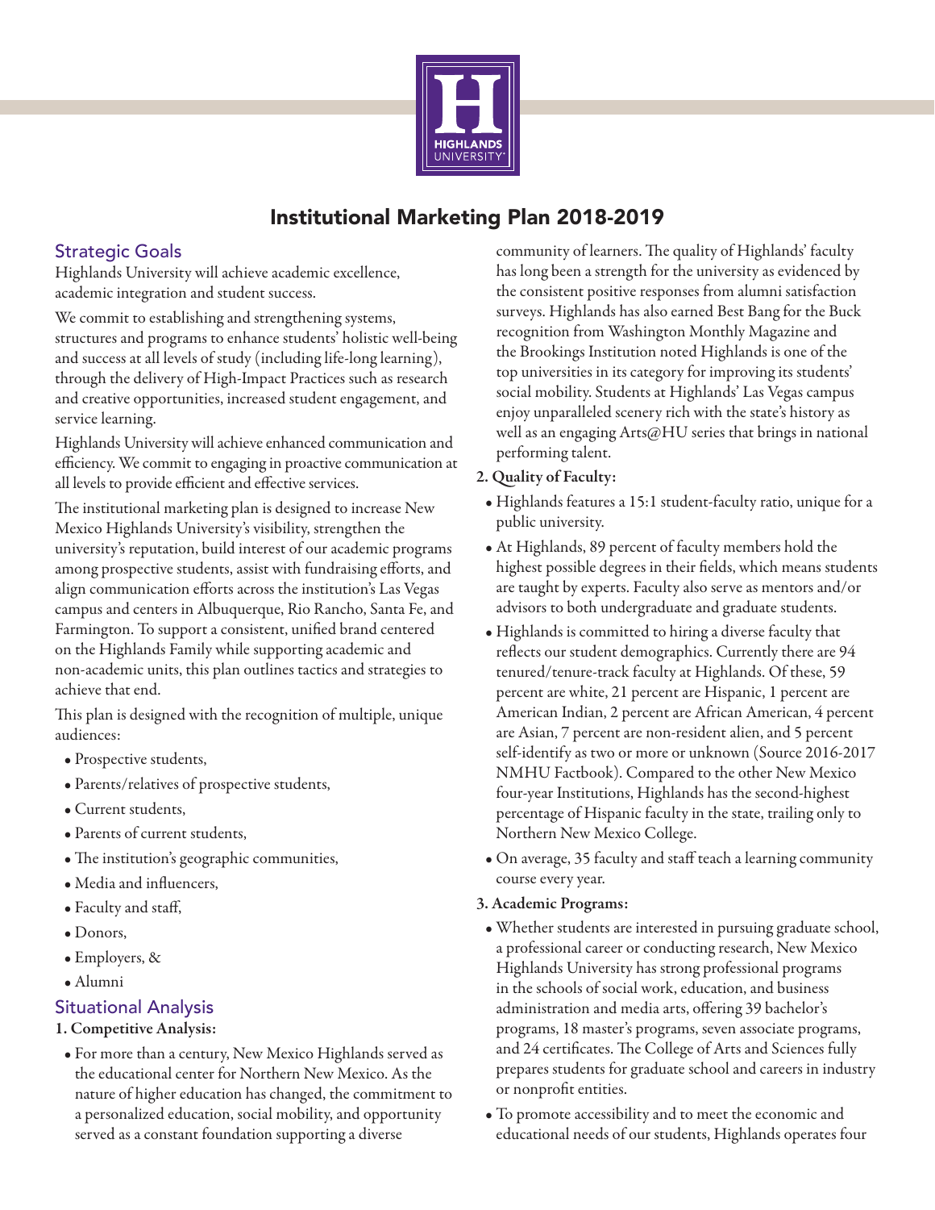# Institutional Marketing Plan 2018-2019

## Strategic Goals

Highlands University will achieve academic excellence, academic integration and student success.

We commit to establishing and strengthening systems, structures and programs to enhance students' holistic well-being and success at all levels of study (including life-long learning), through the delivery of High-Impact Practices such as research and creative opportunities, increased student engagement, and service learning.

Highlands University will achieve enhanced communication and efficiency. We commit to engaging in proactive communication at all levels to provide efficient and effective services.

The institutional marketing plan is designed to increase New Mexico Highlands University's visibility, strengthen the university's reputation, build interest of our academic programs among prospective students, assist with fundraising efforts, and align communication efforts across the institution's Las Vegas campus and centers in Albuquerque, Rio Rancho, Santa Fe, and Farmington. To support a consistent, unified brand centered on the Highlands Family while supporting academic and non-academic units, this plan outlines tactics and strategies to achieve that end.

This plan is designed with the recognition of multiple, unique audiences:

- Prospective students,
- Parents/relatives of prospective students,
- Current students,
- Parents of current students,
- The institution's geographic communities,
- Media and influencers,
- Faculty and staff,
- Donors,
- Employers, &
- Alumni

## Situational Analysis

**1. Competitive Analysis:**

- For more than a century, New Mexico Highlands served as the educational center for Northern New Mexico. As the nature of higher education has changed, the commitment to a personalized education, social mobility, and opportunity served as a constant foundation supporting a diverse community of learners. The quality of Highlands' faculty has long been a strength for the university as evidenced by the consistent positive responses from alumni satisfaction surveys. Highlands has also earned Best Bang for the Buck recognition from Washington Monthly Magazine and the Brookings Institution noted Highlands is one of the top universities in its category for improving its students' social mobility. Students at Highlands' Las Vegas campus enjoy unparalleled scenery rich with the state's history as well as an engaging Arts@HU series that brings in national performing talent.

**2. Quality of Faculty:**

- Highlands features a 15:1 student-faculty ratio, unique for a public university.
- At Highlands, 89 percent of faculty members hold the highest possible degrees in their fields, which means students are taught by experts. Faculty also serve as mentors and/or advisors to both undergraduate and graduate students.
- Highlands is committed to hiring a diverse faculty that reflects our student demographics. Currently there are 94 tenured/tenure-track faculty at Highlands. Of these, 59 percent are white, 21 percent are Hispanic, 1 percent are American Indian, 2 percent are African American, 4 percent are Asian, 7 percent are non-resident alien, and 5 percent self-identify as two or more or unknown (Source 2016-2017 NMHU Factbook). Compared to the other New Mexico four-year Institutions, Highlands has the second-highest percentage of Hispanic faculty in the state, trailing only to Northern New Mexico College.
- On average, 35 faculty and staff teach a learning community course every year.

**3. Academic Programs:**

- Whether students are interested in pursuing graduate school, a professional career or conducting research, New Mexico Highlands University has strong professional programs in the schools of social work, education, and business administration and media arts, offering 39 bachelor's programs, 18 master's programs, seven associate programs, and 24 certificates. The College of Arts and Sciences fully prepares students for graduate school and careers in industry or nonprofit entities.
- To promote accessibility and to meet the economic and educational needs of our students, Highlands operates four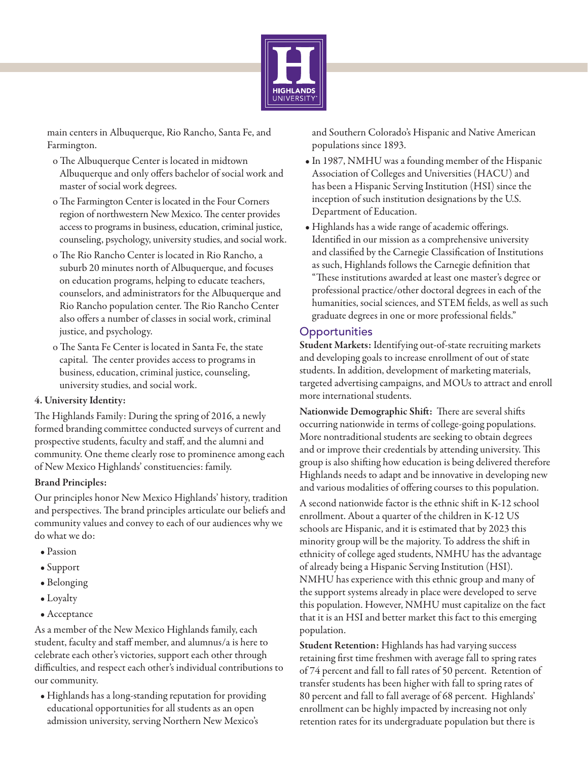main centers in Albuquerque, Rio Rancho, Santa Fe, and Farmington.

- The Albuquerque Center is located in midtown Albuquerque and only offers bachelor of social work and master of social work degrees.
- The Farmington Center is located in the Four Corners region of northwestern New Mexico. The center provides access to programs in business, education, criminal justice, counseling, psychology, university studies, and social work.
- The Rio Rancho Center is located in Rio Rancho, a suburb 20 minutes north of Albuquerque, and focuses on education programs, helping to educate teachers, counselors, and administrators for the Albuquerque and Rio Rancho population center. The Rio Rancho Center also offers a number of classes in social work, criminal justice, and psychology.
- The Santa Fe Center is located in Santa Fe, the state capital. The center provides access to programs in business, education, criminal justice, counseling, university studies, and social work.

**4. University Identity:**

The Highlands Family: During the spring of 2016, a newly formed branding committee conducted surveys of current and prospective students, faculty and staff, and the alumni and community. One theme clearly rose to prominence among each of New Mexico Highlands' constituencies: family.

**Brand Principles:**

Our principles honor New Mexico Highlands' history, tradition and perspectives. The brand principles articulate our beliefs and community values and convey to each of our audiences why we do what we do:

- Passion
- Support
- Belonging
- Loyalty
- Acceptance

As a member of the New Mexico Highlands family, each student, faculty and staff member, and alumnus/a is here to celebrate each other's victories, support each other through difficulties, and respect each other's individual contributions to our community.

- Highlands has a long-standing reputation for providing educational opportunities for all students as an open admission university, serving Northern New Mexico's and Southern Colorado's Hispanic and Native American populations since 1893.
- In 1987, NMHU was a founding member of the Hispanic Association of Colleges and Universities (HACU) and has been a Hispanic Serving Institution (HSI) since the inception of such institution designations by the U.S. Department of Education.
- Highlands has a wide range of academic offerings. Identified in our mission as a comprehensive university and classified by the Carnegie Classification of Institutions as such, Highlands follows the Carnegie definition that "These institutions awarded at least one master's degree or professional practice/other doctoral degrees in each of the humanities, social sciences, and STEM fields, as well as such graduate degrees in one or more professional fields."

## Opportunities

**Student Markets:** Identifying out-of-state recruiting markets and developing goals to increase enrollment of out of state students. In addition, development of marketing materials, targeted advertising campaigns, and MOUs to attract and enroll more international students.

**Nationwide Demographic Shift:** There are several shifts occurring nationwide in terms of college-going populations. More nontraditional students are seeking to obtain degrees and or improve their credentials by attending university. This group is also shifting how education is being delivered therefore Highlands needs to adapt and be innovative in developing new and various modalities of offering courses to this population.

A second nationwide factor is the ethnic shift in K-12 school enrollment. About a quarter of the children in K-12 US schools are Hispanic, and it is estimated that by 2023 this minority group will be the majority. To address the shift in ethnicity of college aged students, NMHU has the advantage of already being a Hispanic Serving Institution (HSI). NMHU has experience with this ethnic group and many of the support systems already in place were developed to serve this population. However, NMHU must capitalize on the fact that it is an HSI and better market this fact to this emerging population.

**Student Retention:** Highlands has had varying success retaining first time freshmen with average fall to spring rates of 74 percent and fall to fall rates of 50 percent. Retention of transfer students has been higher with fall to spring rates of 80 percent and fall to fall average of 68 percent. Highlands' enrollment can be highly impacted by increasing not only retention rates for its undergraduate population but there is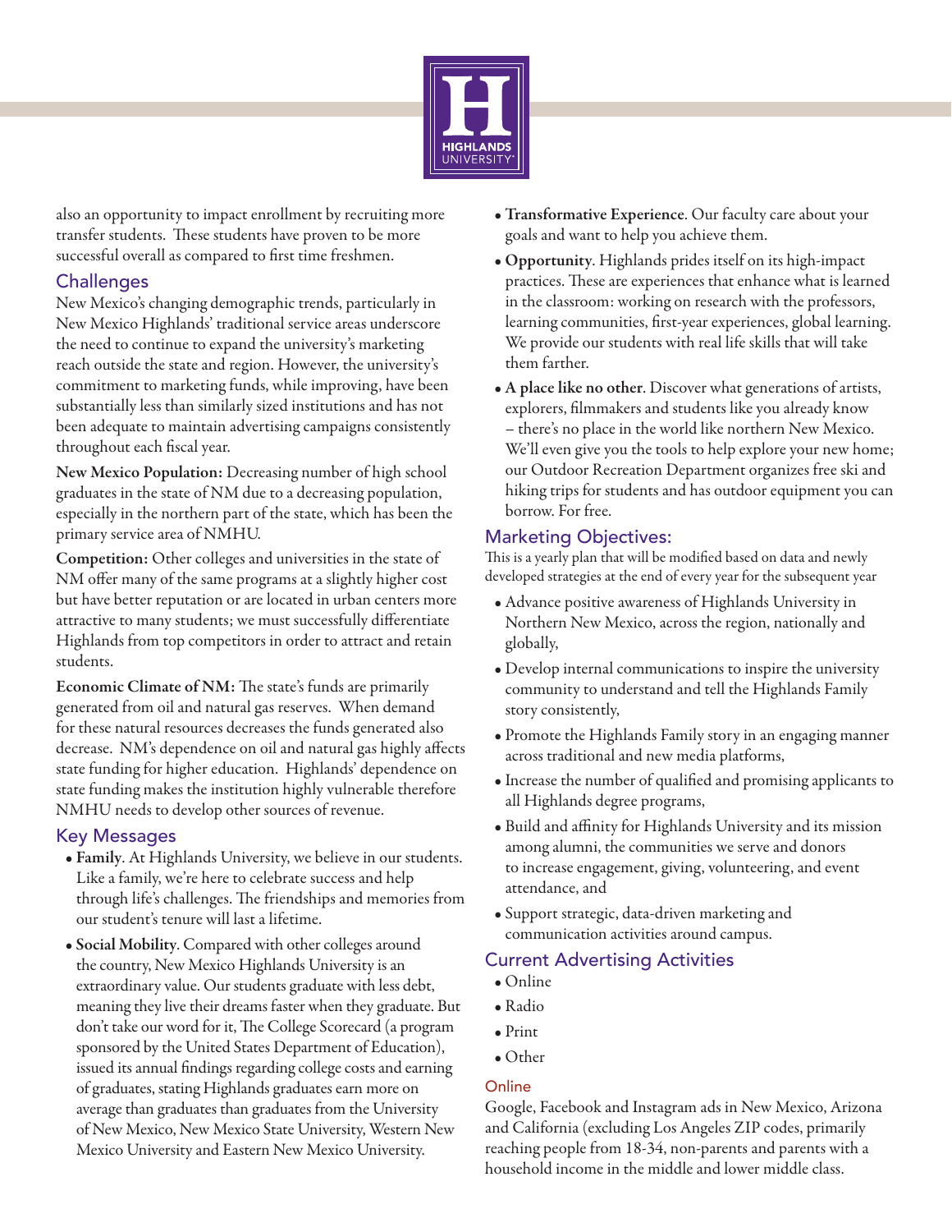also an opportunity to impact enrollment by recruiting more transfer students. These students have proven to be more successful overall as compared to first time freshmen.

## Challenges

New Mexico's changing demographic trends, particularly in New Mexico Highlands' traditional service areas underscore the need to continue to expand the university's marketing reach outside the state and region. However, the university's commitment to marketing funds, while improving, have been substantially less than similarly sized institutions and has not been adequate to maintain advertising campaigns consistently throughout each fiscal year.

**New Mexico Population:** Decreasing number of high school graduates in the state of NM due to a decreasing population, especially in the northern part of the state, which has been the primary service area of NMHU.

**Competition:** Other colleges and universities in the state of NM offer many of the same programs at a slightly higher cost but have better reputation or are located in urban centers more attractive to many students; we must successfully differentiate Highlands from top competitors in order to attract and retain students.

**Economic Climate of NM:** The state's funds are primarily generated from oil and natural gas reserves. When demand for these natural resources decreases the funds generated also decrease. NM's dependence on oil and natural gas highly affects state funding for higher education. Highlands' dependence on state funding makes the institution highly vulnerable therefore NMHU needs to develop other sources of revenue.

## Key Messages

- **Family**. At Highlands University, we believe in our students. Like a family, we're here to celebrate success and help through life's challenges. The friendships and memories from our student's tenure will last a lifetime.
- **Social Mobility**. Compared with other colleges around the country, New Mexico Highlands University is an extraordinary value. Our students graduate with less debt, meaning they live their dreams faster when they graduate. But don't take our word for it, The College Scorecard (a program sponsored by the United States Department of Education), issued its annual findings regarding college costs and earning of graduates, stating Highlands graduates earn more on average than graduates than graduates from the University of New Mexico, New Mexico State University, Western New Mexico University and Eastern New Mexico University.
- **Transformative Experience**. Our faculty care about your goals and want to help you achieve them.
- **Opportunity**. Highlands prides itself on its high-impact practices. These are experiences that enhance what is learned in the classroom: working on research with the professors, learning communities, first-year experiences, global learning. We provide our students with real life skills that will take them farther.
- **A place like no other**. Discover what generations of artists, explorers, filmmakers and students like you already know – there's no place in the world like northern New Mexico. We'll even give you the tools to help explore your new home; our Outdoor Recreation Department organizes free ski and hiking trips for students and has outdoor equipment you can borrow. For free.

## Marketing Objectives:

This is a yearly plan that will be modified based on data and newly developed strategies at the end of every year for the subsequent year

- Advance positive awareness of Highlands University in Northern New Mexico, across the region, nationally and globally,
- Develop internal communications to inspire the university community to understand and tell the Highlands Family story consistently,
- Promote the Highlands Family story in an engaging manner across traditional and new media platforms,
- Increase the number of qualified and promising applicants to all Highlands degree programs,
- Build and affinity for Highlands University and its mission among alumni, the communities we serve and donors to increase engagement, giving, volunteering, and event attendance, and
- Support strategic, data-driven marketing and communication activities around campus.

## Current Advertising Activities

- Online
- Radio
- Print
- Other

### Online

Google, Facebook and Instagram ads in New Mexico, Arizona and California (excluding Los Angeles ZIP codes, primarily reaching people from 18-34, non-parents and parents with a household income in the middle and lower middle class.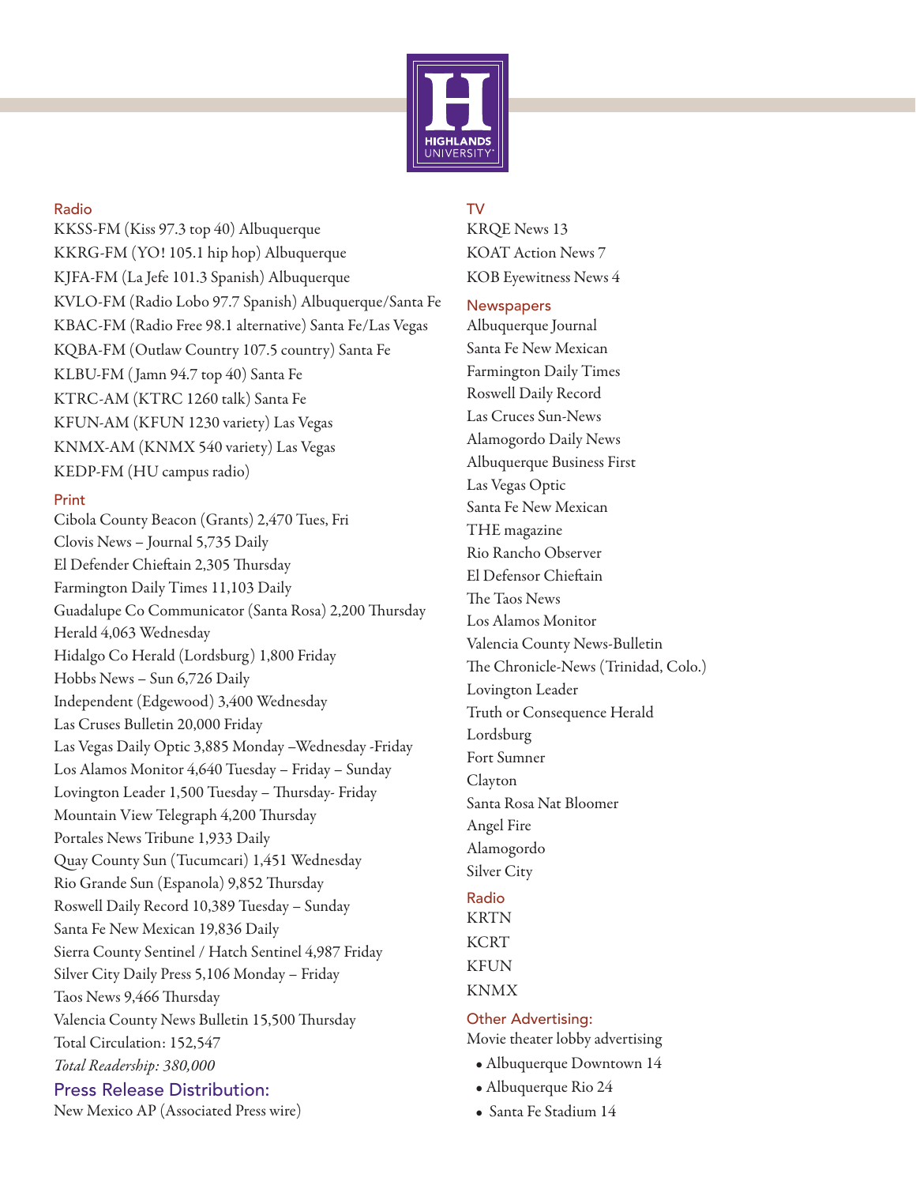## Radio

KKSS-FM (Kiss 97.3 top 40) Albuquerque
KKRG-FM (YO! 105.1 hip hop) Albuquerque
KJFA-FM (La Jefe 101.3 Spanish) Albuquerque
KVLO-FM (Radio Lobo 97.7 Spanish) Albuquerque/Santa Fe
KBAC-FM (Radio Free 98.1 alternative) Santa Fe/Las Vegas
KQBA-FM (Outlaw Country 107.5 country) Santa Fe
KLBU-FM (Jamn 94.7 top 40) Santa Fe
KTRC-AM (KTRC 1260 talk) Santa Fe
KFUN-AM (KFUN 1230 variety) Las Vegas
KNMX-AM (KNMX 540 variety) Las Vegas
KEDP-FM (HU campus radio)

## Print

Cibola County Beacon (Grants) 2,470 Tues, Fri
Clovis News – Journal 5,735 Daily
El Defender Chieftain 2,305 Thursday
Farmington Daily Times 11,103 Daily
Guadalupe Co Communicator (Santa Rosa) 2,200 Thursday
Herald 4,063 Wednesday
Hidalgo Co Herald (Lordsburg) 1,800 Friday
Hobbs News – Sun 6,726 Daily
Independent (Edgewood) 3,400 Wednesday
Las Cruses Bulletin 20,000 Friday
Las Vegas Daily Optic 3,885 Monday –Wednesday -Friday
Los Alamos Monitor 4,640 Tuesday – Friday – Sunday
Lovington Leader 1,500 Tuesday – Thursday- Friday
Mountain View Telegraph 4,200 Thursday
Portales News Tribune 1,933 Daily
Quay County Sun (Tucumcari) 1,451 Wednesday
Rio Grande Sun (Espanola) 9,852 Thursday
Roswell Daily Record 10,389 Tuesday – Sunday
Santa Fe New Mexican 19,836 Daily
Sierra County Sentinel / Hatch Sentinel 4,987 Friday
Silver City Daily Press 5,106 Monday – Friday
Taos News 9,466 Thursday
Valencia County News Bulletin 15,500 Thursday
Total Circulation: 152,547
*Total Readership: 380,000*

## Press Release Distribution:

New Mexico AP (Associated Press wire)

## TV

KRQE News 13
KOAT Action News 7
KOB Eyewitness News 4

## Newspapers

Albuquerque Journal
Santa Fe New Mexican
Farmington Daily Times
Roswell Daily Record
Las Cruces Sun-News
Alamogordo Daily News
Albuquerque Business First
Las Vegas Optic
Santa Fe New Mexican
THE magazine
Rio Rancho Observer
El Defensor Chieftain
The Taos News
Los Alamos Monitor
Valencia County News-Bulletin
The Chronicle-News (Trinidad, Colo.)
Lovington Leader
Truth or Consequence Herald
Lordsburg
Fort Sumner
Clayton
Santa Rosa Nat Bloomer
Angel Fire
Alamogordo
Silver City

## Radio

KRTN
KCRT
KFUN
KNMX

## Other Advertising:

Movie theater lobby advertising

- Albuquerque Downtown 14
- Albuquerque Rio 24
- Santa Fe Stadium 14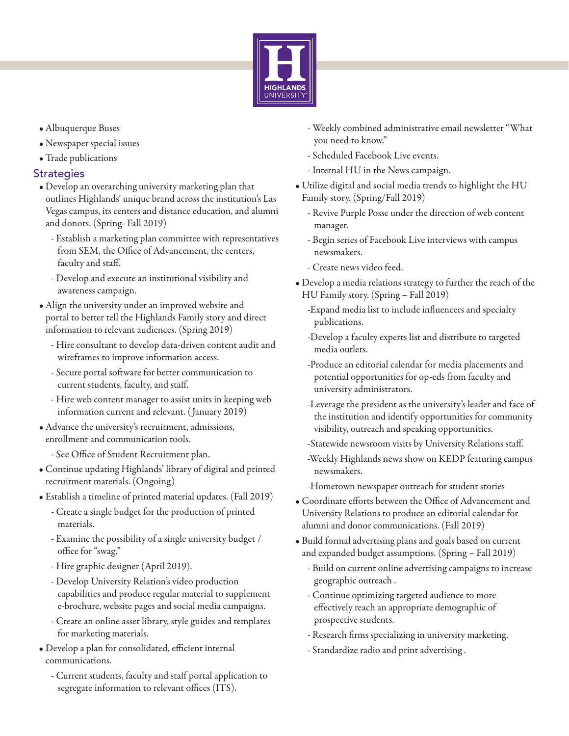- Albuquerque Buses
- Newspaper special issues
- Trade publications

## Strategies

- Develop an overarching university marketing plan that outlines Highlands' unique brand across the institution's Las Vegas campus, its centers and distance education, and alumni and donors. (Spring- Fall 2019)
  - Establish a marketing plan committee with representatives from SEM, the Office of Advancement, the centers, faculty and staff.
  - Develop and execute an institutional visibility and awareness campaign.
- Align the university under an improved website and portal to better tell the Highlands Family story and direct information to relevant audiences. (Spring 2019)
  - Hire consultant to develop data-driven content audit and wireframes to improve information access.
  - Secure portal software for better communication to current students, faculty, and staff.
  - Hire web content manager to assist units in keeping web information current and relevant. (January 2019)
- Advance the university's recruitment, admissions, enrollment and communication tools.
  - See Office of Student Recruitment plan.
- Continue updating Highlands' library of digital and printed recruitment materials. (Ongoing)
- Establish a timeline of printed material updates. (Fall 2019)
  - Create a single budget for the production of printed materials.
  - Examine the possibility of a single university budget / office for "swag."
  - Hire graphic designer (April 2019).
  - Develop University Relation's video production capabilities and produce regular material to supplement e-brochure, website pages and social media campaigns.
  - Create an online asset library, style guides and templates for marketing materials.
- Develop a plan for consolidated, efficient internal communications.
  - Current students, faculty and staff portal application to segregate information to relevant offices (ITS).
  - Weekly combined administrative email newsletter "What you need to know."
  - Scheduled Facebook Live events.
  - Internal HU in the News campaign.
- Utilize digital and social media trends to highlight the HU Family story. (Spring/Fall 2019)
  - Revive Purple Posse under the direction of web content manager.
  - Begin series of Facebook Live interviews with campus newsmakers.
  - Create news video feed.
- Develop a media relations strategy to further the reach of the HU Family story. (Spring – Fall 2019)
  - Expand media list to include influencers and specialty publications.
  - Develop a faculty experts list and distribute to targeted media outlets.
  - Produce an editorial calendar for media placements and potential opportunities for op-eds from faculty and university administrators.
  - Leverage the president as the university's leader and face of the institution and identify opportunities for community visibility, outreach and speaking opportunities.
  - Statewide newsroom visits by University Relations staff.
  - Weekly Highlands news show on KEDP featuring campus newsmakers.
  - Hometown newspaper outreach for student stories
- Coordinate efforts between the Office of Advancement and University Relations to produce an editorial calendar for alumni and donor communications. (Fall 2019)
- Build formal advertising plans and goals based on current and expanded budget assumptions. (Spring – Fall 2019)
  - Build on current online advertising campaigns to increase geographic outreach .
  - Continue optimizing targeted audience to more effectively reach an appropriate demographic of prospective students.
  - Research firms specializing in university marketing.
  - Standardize radio and print advertising .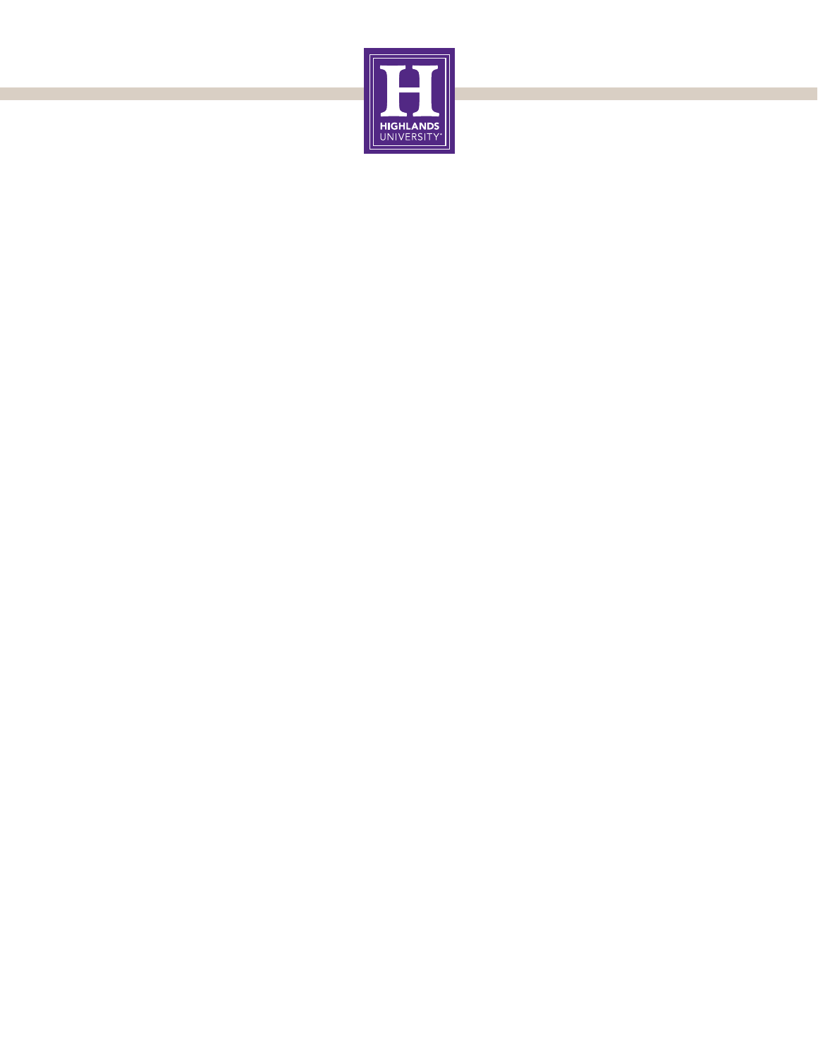HIGHLANDS UNIVERSITY